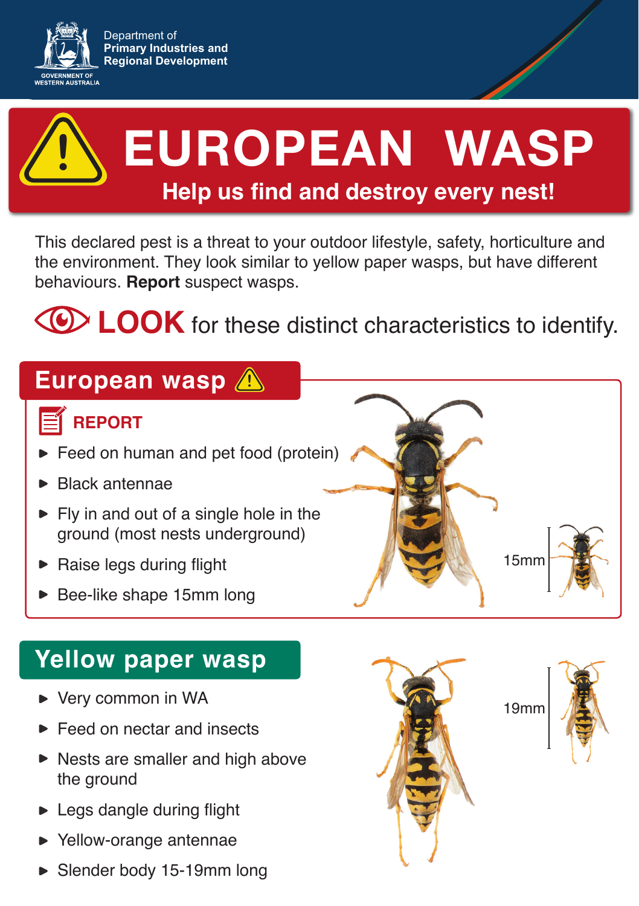Department of
**Primary Industries and Regional Development**

GOVERNMENT OF WESTERN AUSTRALIA

# EUROPEAN WASP

## Help us find and destroy every nest!

This declared pest is a threat to your outdoor lifestyle, safety, horticulture and the environment. They look similar to yellow paper wasps, but have different behaviours. **Report** suspect wasps.

**LOOK** for these distinct characteristics to identify.

## European wasp

### REPORT

- Feed on human and pet food (protein)
- Black antennae
- Fly in and out of a single hole in the ground (most nests underground)
- Raise legs during flight
- Bee-like shape 15mm long

15mm

## Yellow paper wasp

- Very common in WA
- Feed on nectar and insects
- Nests are smaller and high above the ground
- Legs dangle during flight
- Yellow-orange antennae
- Slender body 15-19mm long

19mm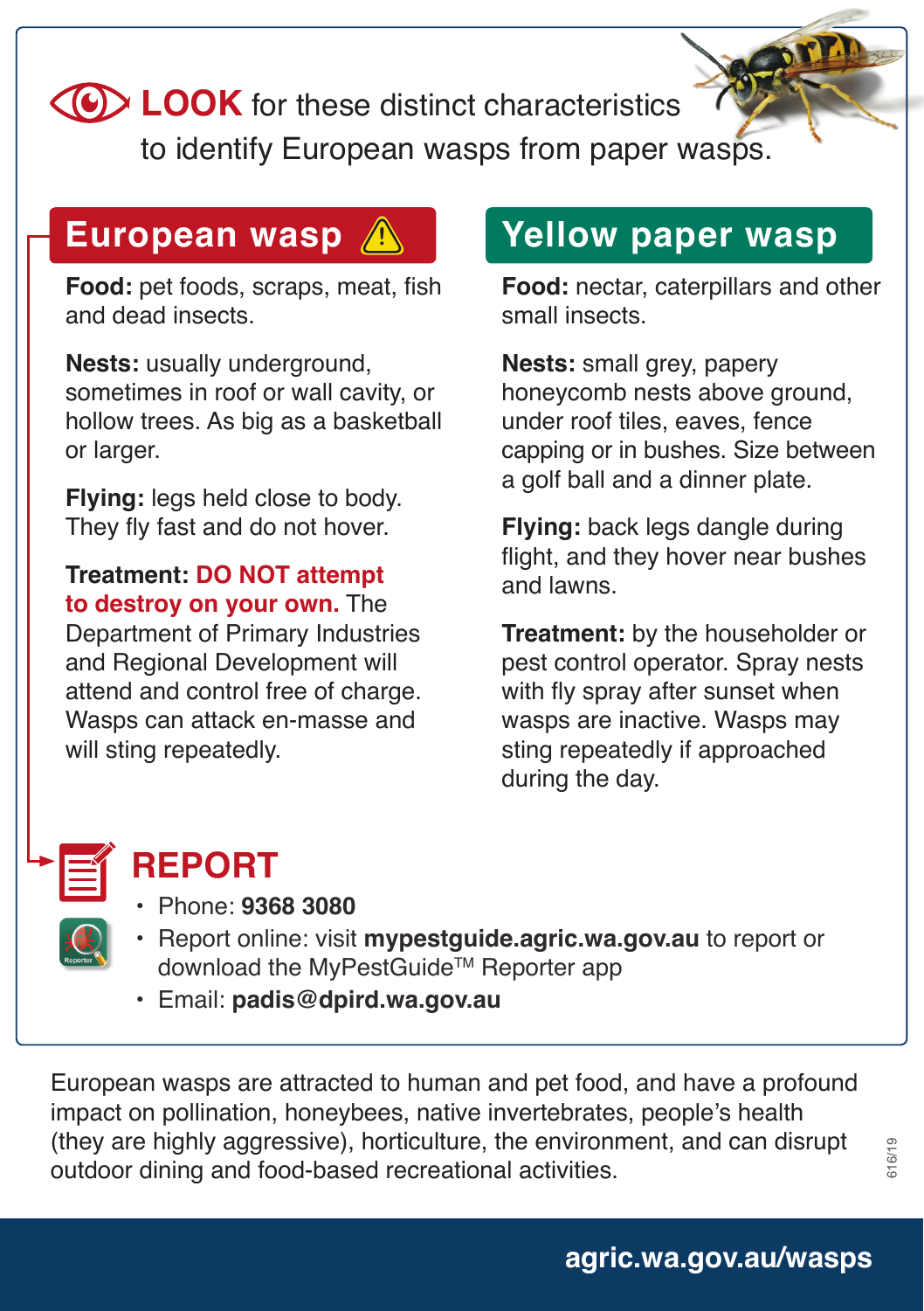**LOOK** for these distinct characteristics to identify European wasps from paper wasps.

## European wasp

**Food:** pet foods, scraps, meat, fish and dead insects.

**Nests:** usually underground, sometimes in roof or wall cavity, or hollow trees. As big as a basketball or larger.

**Flying:** legs held close to body. They fly fast and do not hover.

**Treatment: DO NOT attempt to destroy on your own.** The Department of Primary Industries and Regional Development will attend and control free of charge. Wasps can attack en-masse and will sting repeatedly.

## Yellow paper wasp

**Food:** nectar, caterpillars and other small insects.

**Nests:** small grey, papery honeycomb nests above ground, under roof tiles, eaves, fence capping or in bushes. Size between a golf ball and a dinner plate.

**Flying:** back legs dangle during flight, and they hover near bushes and lawns.

**Treatment:** by the householder or pest control operator. Spray nests with fly spray after sunset when wasps are inactive. Wasps may sting repeatedly if approached during the day.

## REPORT

- Phone: **9368 3080**
- Report online: visit **mypestguide.agric.wa.gov.au** to report or download the MyPestGuide™ Reporter app
- Email: **padis@dpird.wa.gov.au**

European wasps are attracted to human and pet food, and have a profound impact on pollination, honeybees, native invertebrates, people's health (they are highly aggressive), horticulture, the environment, and can disrupt outdoor dining and food-based recreational activities.

616/19

**agric.wa.gov.au/wasps**